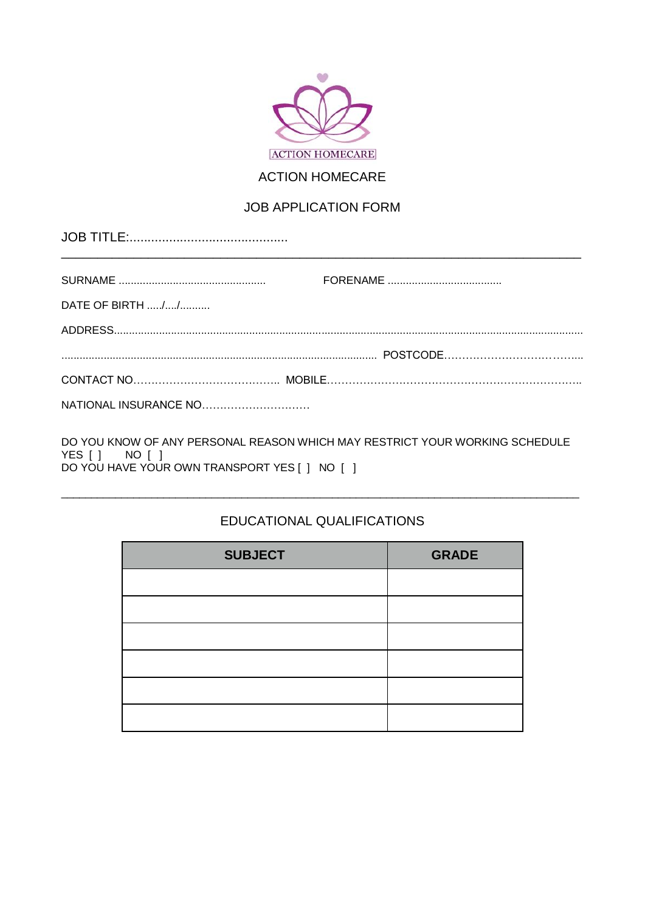ACTION HOMECARE

# ACTION HOMECARE

## JOB APPLICATION FORM

JOB TITLE:............................................

---

SURNAME ................................................. FORENAME ......................................

DATE OF BIRTH ...../..../..........

ADDRESS.......................................................................................................................................................

........................................................................................................ POSTCODE………………………………...

CONTACT NO………………………………….. MOBILE……………………………………………………………..

NATIONAL INSURANCE NO…………………………

DO YOU KNOW OF ANY PERSONAL REASON WHICH MAY RESTRICT YOUR WORKING SCHEDULE
YES [ ] NO [ ]
DO YOU HAVE YOUR OWN TRANSPORT YES [ ] NO [ ]

---

## EDUCATIONAL QUALIFICATIONS

| SUBJECT | GRADE |
|---|---|
| | |
| | |
| | |
| | |
| | |
| | |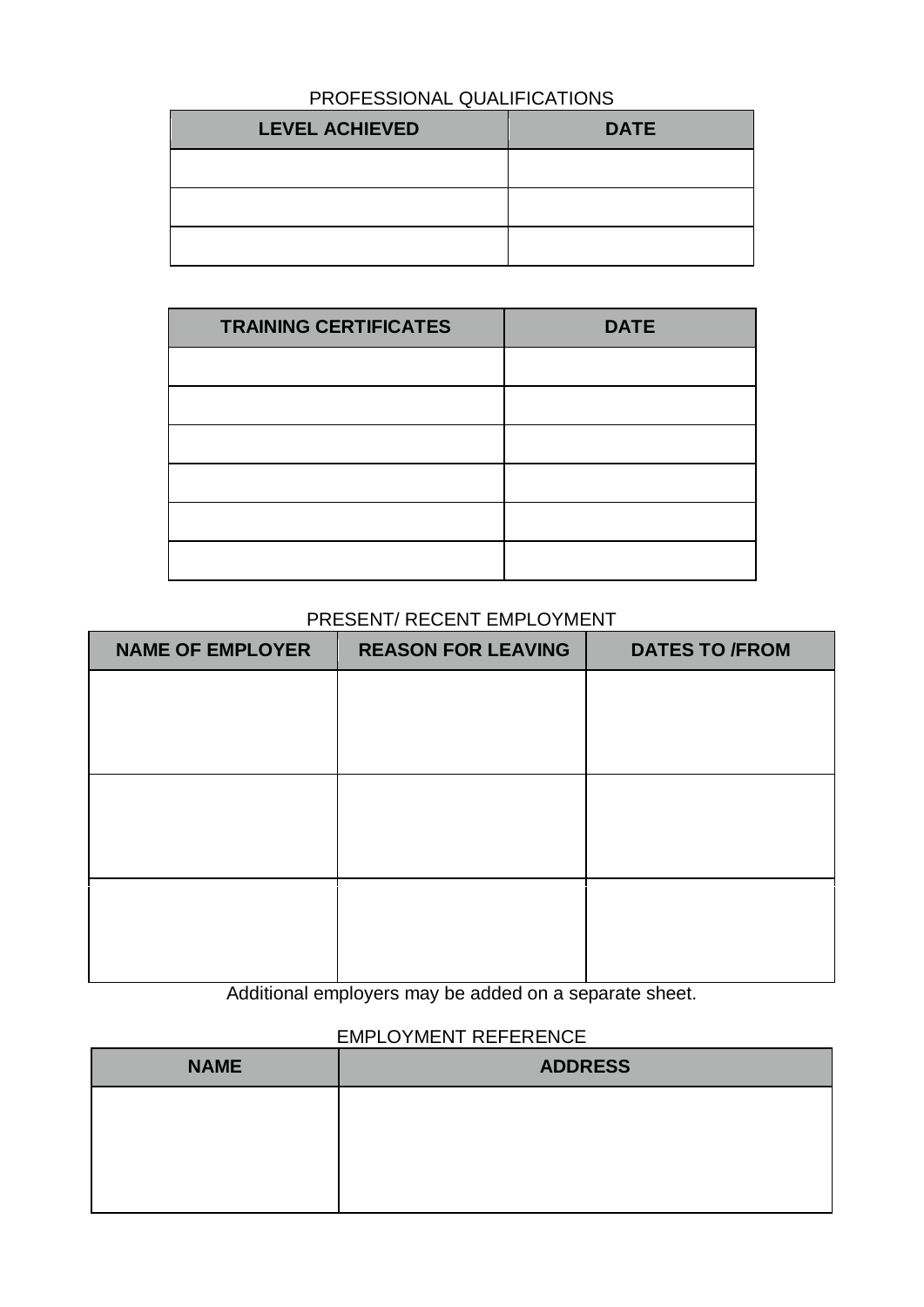PROFESSIONAL QUALIFICATIONS

| LEVEL ACHIEVED | DATE |
| --- | --- |
| | |
| | |
| | |

| TRAINING CERTIFICATES | DATE |
| --- | --- |
| | |
| | |
| | |
| | |
| | |
| | |

PRESENT/ RECENT EMPLOYMENT

| NAME OF EMPLOYER | REASON FOR LEAVING | DATES TO /FROM |
| --- | --- | --- |
| | | |
| | | |
| | | |

Additional employers may be added on a separate sheet.

EMPLOYMENT REFERENCE

| NAME | ADDRESS |
| --- | --- |
| | |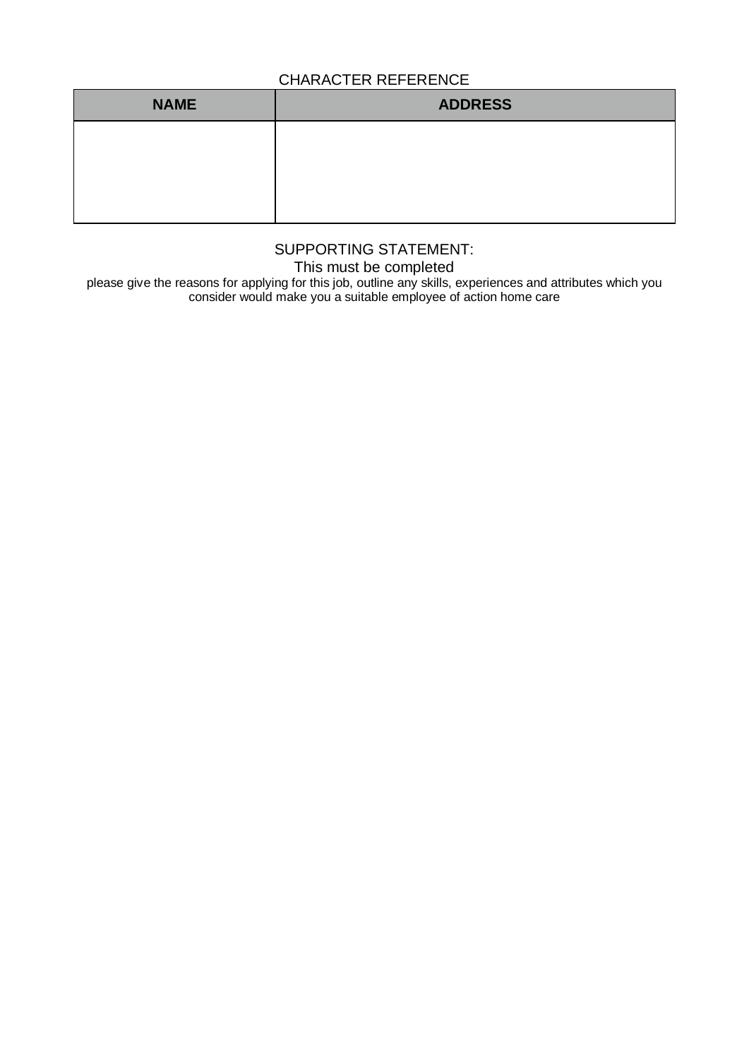## CHARACTER REFERENCE

| NAME | ADDRESS |
| --- | --- |
| | |

## SUPPORTING STATEMENT:

This must be completed

please give the reasons for applying for this job, outline any skills, experiences and attributes which you consider would make you a suitable employee of action home care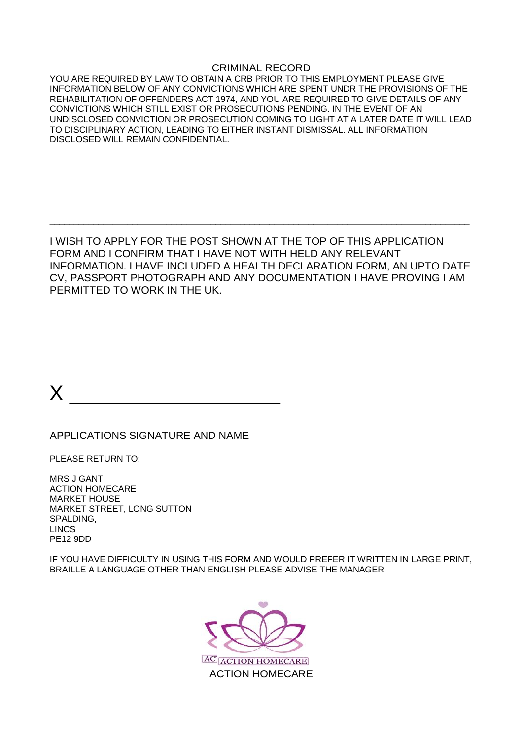## CRIMINAL RECORD

YOU ARE REQUIRED BY LAW TO OBTAIN A CRB PRIOR TO THIS EMPLOYMENT PLEASE GIVE INFORMATION BELOW OF ANY CONVICTIONS WHICH ARE SPENT UNDR THE PROVISIONS OF THE REHABILITATION OF OFFENDERS ACT 1974, AND YOU ARE REQUIRED TO GIVE DETAILS OF ANY CONVICTIONS WHICH STILL EXIST OR PROSECUTIONS PENDING. IN THE EVENT OF AN UNDISCLOSED CONVICTION OR PROSECUTION COMING TO LIGHT AT A LATER DATE IT WILL LEAD TO DISCIPLINARY ACTION, LEADING TO EITHER INSTANT DISMISSAL. ALL INFORMATION DISCLOSED WILL REMAIN CONFIDENTIAL.

---

I WISH TO APPLY FOR THE POST SHOWN AT THE TOP OF THIS APPLICATION FORM AND I CONFIRM THAT I HAVE NOT WITH HELD ANY RELEVANT INFORMATION. I HAVE INCLUDED A HEALTH DECLARATION FORM, AN UPTO DATE CV, PASSPORT PHOTOGRAPH AND ANY DOCUMENTATION I HAVE PROVING I AM PERMITTED TO WORK IN THE UK.

X ____________________

APPLICATIONS SIGNATURE AND NAME

PLEASE RETURN TO:

MRS J GANT
ACTION HOMECARE
MARKET HOUSE
MARKET STREET, LONG SUTTON
SPALDING,
LINCS
PE12 9DD

IF YOU HAVE DIFFICULTY IN USING THIS FORM AND WOULD PREFER IT WRITTEN IN LARGE PRINT, BRAILLE A LANGUAGE OTHER THAN ENGLISH PLEASE ADVISE THE MANAGER

ACTION HOMECARE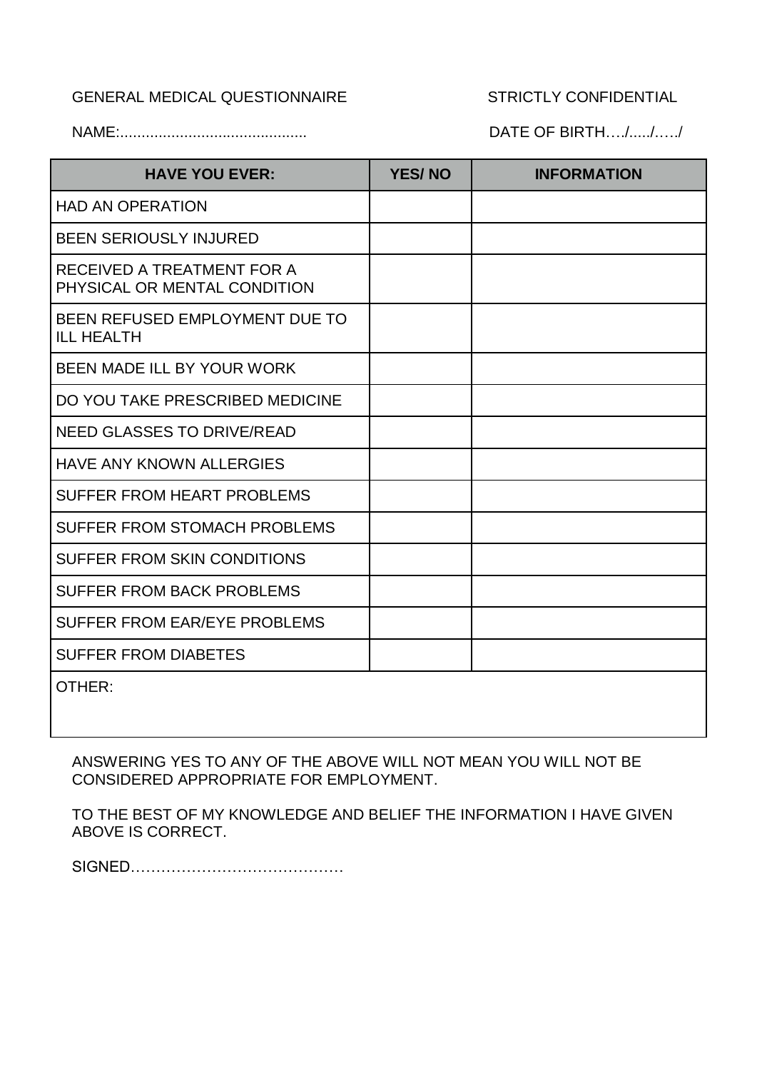GENERAL MEDICAL QUESTIONNAIRE STRICTLY CONFIDENTIAL

NAME:........................................... DATE OF BIRTH…./...../…../

| HAVE YOU EVER: | YES/ NO | INFORMATION |
|---|---|---|
| HAD AN OPERATION | | |
| BEEN SERIOUSLY INJURED | | |
| RECEIVED A TREATMENT FOR A PHYSICAL OR MENTAL CONDITION | | |
| BEEN REFUSED EMPLOYMENT DUE TO ILL HEALTH | | |
| BEEN MADE ILL BY YOUR WORK | | |
| DO YOU TAKE PRESCRIBED MEDICINE | | |
| NEED GLASSES TO DRIVE/READ | | |
| HAVE ANY KNOWN ALLERGIES | | |
| SUFFER FROM HEART PROBLEMS | | |
| SUFFER FROM STOMACH PROBLEMS | | |
| SUFFER FROM SKIN CONDITIONS | | |
| SUFFER FROM BACK PROBLEMS | | |
| SUFFER FROM EAR/EYE PROBLEMS | | |
| SUFFER FROM DIABETES | | |
| OTHER: | | |

ANSWERING YES TO ANY OF THE ABOVE WILL NOT MEAN YOU WILL NOT BE CONSIDERED APPROPRIATE FOR EMPLOYMENT.

TO THE BEST OF MY KNOWLEDGE AND BELIEF THE INFORMATION I HAVE GIVEN ABOVE IS CORRECT.

SIGNED……………………………………